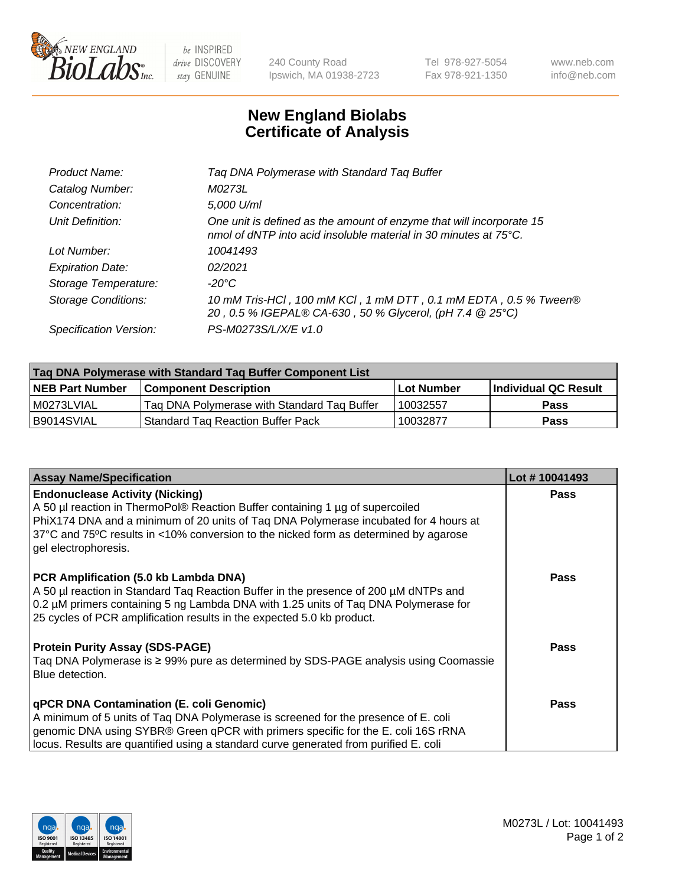# New England Biolabs Certificate of Analysis

| | |
|---|---|
| Product Name: | Taq DNA Polymerase with Standard Taq Buffer |
| Catalog Number: | M0273L |
| Concentration: | 5,000 U/ml |
| Unit Definition: | One unit is defined as the amount of enzyme that will incorporate 15 nmol of dNTP into acid insoluble material in 30 minutes at 75°C. |
| Lot Number: | 10041493 |
| Expiration Date: | 02/2021 |
| Storage Temperature: | -20°C |
| Storage Conditions: | 10 mM Tris-HCl , 100 mM KCl , 1 mM DTT , 0.1 mM EDTA , 0.5 % Tween® 20 , 0.5 % IGEPAL® CA-630 , 50 % Glycerol, (pH 7.4 @ 25°C) |
| Specification Version: | PS-M0273S/L/X/E v1.0 |

| Taq DNA Polymerase with Standard Taq Buffer Component List | | | |
|---|---|---|---|
| **NEB Part Number** | **Component Description** | **Lot Number** | **Individual QC Result** |
| M0273LVIAL | Taq DNA Polymerase with Standard Taq Buffer | 10032557 | Pass |
| B9014SVIAL | Standard Taq Reaction Buffer Pack | 10032877 | Pass |

| Assay Name/Specification | Lot # 10041493 |
|---|---|
| **Endonuclease Activity (Nicking)** A 50 µl reaction in ThermoPol® Reaction Buffer containing 1 µg of supercoiled PhiX174 DNA and a minimum of 20 units of Taq DNA Polymerase incubated for 4 hours at 37ºC and 75ºC results in <10% conversion to the nicked form as determined by agarose gel electrophoresis. | Pass |
| **PCR Amplification (5.0 kb Lambda DNA)** A 50 µl reaction in Standard Taq Reaction Buffer in the presence of 200 µM dNTPs and 0.2 µM primers containing 5 ng Lambda DNA with 1.25 units of Taq DNA Polymerase for 25 cycles of PCR amplification results in the expected 5.0 kb product. | Pass |
| **Protein Purity Assay (SDS-PAGE)** Taq DNA Polymerase is ≥ 99% pure as determined by SDS-PAGE analysis using Coomassie Blue detection. | Pass |
| **qPCR DNA Contamination (E. coli Genomic)** A minimum of 5 units of Taq DNA Polymerase is screened for the presence of E. coli genomic DNA using SYBR® Green qPCR with primers specific for the E. coli 16S rRNA locus. Results are quantified using a standard curve generated from purified E. coli | Pass |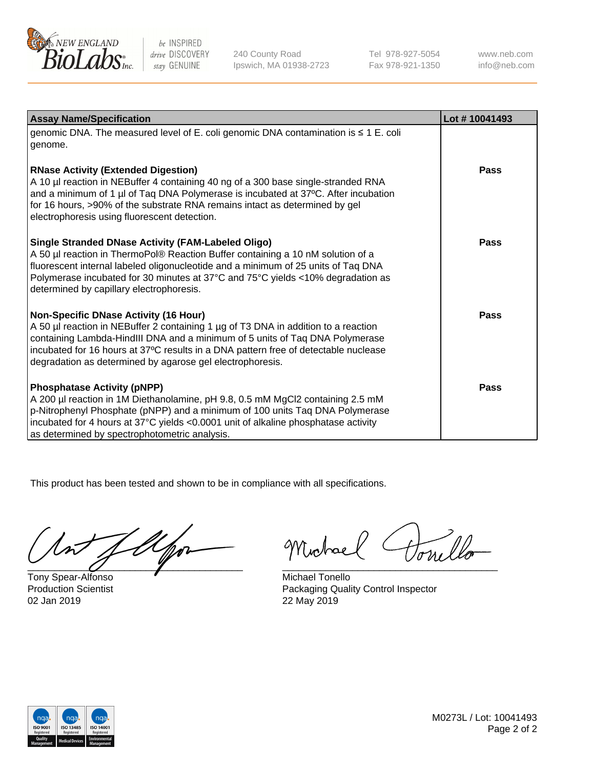| Assay Name/Specification | Lot # 10041493 |
| --- | --- |
| genomic DNA. The measured level of E. coli genomic DNA contamination is ≤ 1 E. coli genome. | |
| **RNase Activity (Extended Digestion)**<br>A 10 µl reaction in NEBuffer 4 containing 40 ng of a 300 base single-stranded RNA and a minimum of 1 µl of Taq DNA Polymerase is incubated at 37ºC. After incubation for 16 hours, >90% of the substrate RNA remains intact as determined by gel electrophoresis using fluorescent detection. | **Pass** |
| **Single Stranded DNase Activity (FAM-Labeled Oligo)**<br>A 50 µl reaction in ThermoPol® Reaction Buffer containing a 10 nM solution of a fluorescent internal labeled oligonucleotide and a minimum of 25 units of Taq DNA Polymerase incubated for 30 minutes at 37°C and 75°C yields <10% degradation as determined by capillary electrophoresis. | **Pass** |
| **Non-Specific DNase Activity (16 Hour)**<br>A 50 µl reaction in NEBuffer 2 containing 1 µg of T3 DNA in addition to a reaction containing Lambda-HindIII DNA and a minimum of 5 units of Taq DNA Polymerase incubated for 16 hours at 37ºC results in a DNA pattern free of detectable nuclease degradation as determined by agarose gel electrophoresis. | **Pass** |
| **Phosphatase Activity (pNPP)**<br>A 200 µl reaction in 1M Diethanolamine, pH 9.8, 0.5 mM $MgCl_2$ containing 2.5 mM p-Nitrophenyl Phosphate (pNPP) and a minimum of 100 units Taq DNA Polymerase incubated for 4 hours at 37°C yields <0.0001 unit of alkaline phosphatase activity as determined by spectrophotometric analysis. | **Pass** |

This product has been tested and shown to be in compliance with all specifications.

Tony Spear-Alfonso
Production Scientist
02 Jan 2019

Michael Tonello
Packaging Quality Control Inspector
22 May 2019

M0273L / Lot: 10041493